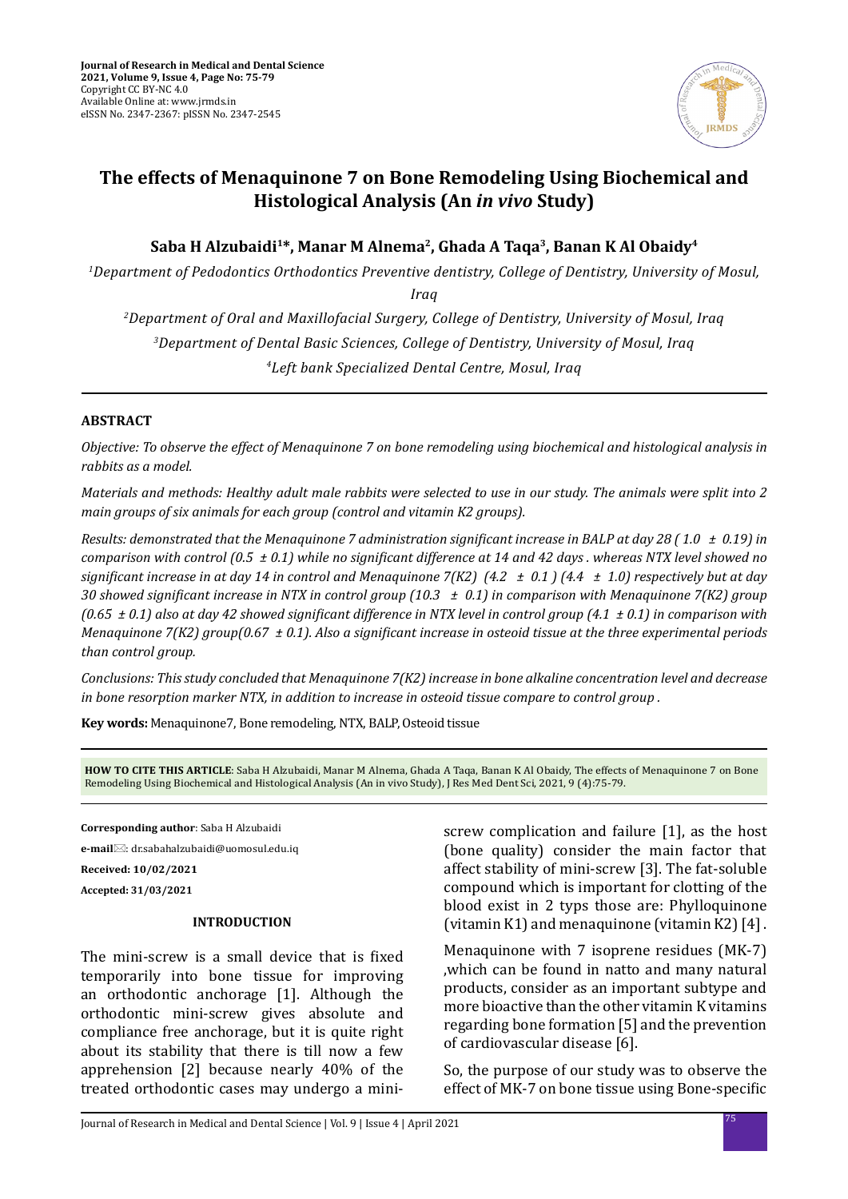# The effects of Menaquinone 7 on Bone Remodeling Using Biochemical and Histological Analysis (An *in vivo* Study)

**Saba H Alzubaidi[1*], Manar M Alnema[2], Ghada A Taqa[3], Banan K Al Obaidy[4]**

*[1]Department of Pedodontics Orthodontics Preventive dentistry, College of Dentistry, University of Mosul, Iraq*

*[2]Department of Oral and Maxillofacial Surgery, College of Dentistry, University of Mosul, Iraq*

*[3]Department of Dental Basic Sciences, College of Dentistry, University of Mosul, Iraq*

*[4]Left bank Specialized Dental Centre, Mosul, Iraq*

## ABSTRACT

*Objective: To observe the effect of Menaquinone 7 on bone remodeling using biochemical and histological analysis in rabbits as a model.*

*Materials and methods: Healthy adult male rabbits were selected to use in our study. The animals were split into 2 main groups of six animals for each group (control and vitamin K2 groups).*

*Results: demonstrated that the Menaquinone 7 administration significant increase in BALP at day 28 ( 1.0 ± 0.19) in comparison with control (0.5 ± 0.1) while no significant difference at 14 and 42 days . whereas NTX level showed no significant increase in at day 14 in control and Menaquinone 7(K2) (4.2 ± 0.1 ) (4.4 ± 1.0) respectively but at day 30 showed significant increase in NTX in control group (10.3 ± 0.1) in comparison with Menaquinone 7(K2) group (0.65 ± 0.1) also at day 42 showed significant difference in NTX level in control group (4.1 ± 0.1) in comparison with Menaquinone 7(K2) group(0.67 ± 0.1). Also a significant increase in osteoid tissue at the three experimental periods than control group.*

*Conclusions: This study concluded that Menaquinone 7(K2) increase in bone alkaline concentration level and decrease in bone resorption marker NTX, in addition to increase in osteoid tissue compare to control group .*

**Key words:** Menaquinone7, Bone remodeling, NTX, BALP, Osteoid tissue

**HOW TO CITE THIS ARTICLE**: Saba H Alzubaidi, Manar M Alnema, Ghada A Taqa, Banan K Al Obaidy, The effects of Menaquinone 7 on Bone Remodeling Using Biochemical and Histological Analysis (An in vivo Study), J Res Med Dent Sci, 2021, 9 (4):75-79.

**Corresponding author**: Saba H Alzubaidi

**e-mail**: dr.sabahalzubaidi@uomosul.edu.iq

**Received: 10/02/2021**

**Accepted: 31/03/2021**

## INTRODUCTION

The mini-screw is a small device that is fixed temporarily into bone tissue for improving an orthodontic anchorage [1]. Although the orthodontic mini-screw gives absolute and compliance free anchorage, but it is quite right about its stability that there is till now a few apprehension [2] because nearly 40% of the treated orthodontic cases may undergo a mini-screw complication and failure [1], as the host (bone quality) consider the main factor that affect stability of mini-screw [3]. The fat-soluble compound which is important for clotting of the blood exist in 2 typs those are: Phylloquinone (vitamin K1) and menaquinone (vitamin K2) [4] .

Menaquinone with 7 isoprene residues (MK-7) ,which can be found in natto and many natural products, consider as an important subtype and more bioactive than the other vitamin K vitamins regarding bone formation [5] and the prevention of cardiovascular disease [6].

So, the purpose of our study was to observe the effect of MK-7 on bone tissue using Bone-specific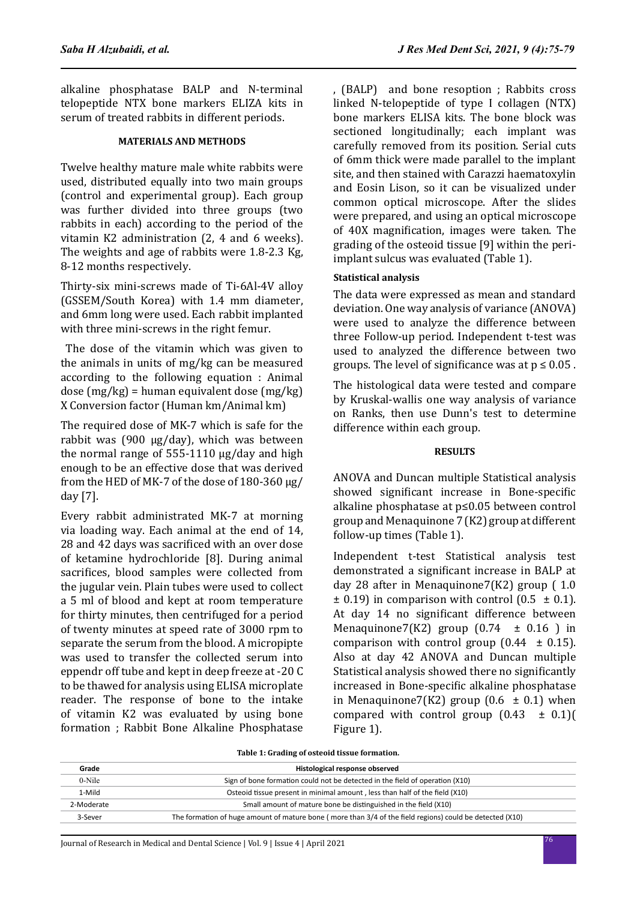alkaline phosphatase BALP and N-terminal telopeptide NTX bone markers ELIZA kits in serum of treated rabbits in different periods.

## MATERIALS AND METHODS

Twelve healthy mature male white rabbits were used, distributed equally into two main groups (control and experimental group). Each group was further divided into three groups (two rabbits in each) according to the period of the vitamin K2 administration (2, 4 and 6 weeks). The weights and age of rabbits were 1.8-2.3 Kg, 8-12 months respectively.

Thirty-six mini-screws made of Ti-6Al-4V alloy (GSSEM/South Korea) with 1.4 mm diameter, and 6mm long were used. Each rabbit implanted with three mini-screws in the right femur.

The dose of the vitamin which was given to the animals in units of mg/kg can be measured according to the following equation : Animal dose (mg/kg) = human equivalent dose (mg/kg) X Conversion factor (Human km/Animal km)

The required dose of MK-7 which is safe for the rabbit was (900 µg/day), which was between the normal range of 555-1110 µg/day and high enough to be an effective dose that was derived from the HED of MK-7 of the dose of 180-360 µg/day [7].

Every rabbit administrated MK-7 at morning via loading way. Each animal at the end of 14, 28 and 42 days was sacrificed with an over dose of ketamine hydrochloride [8]. During animal sacrifices, blood samples were collected from the jugular vein. Plain tubes were used to collect a 5 ml of blood and kept at room temperature for thirty minutes, then centrifuged for a period of twenty minutes at speed rate of 3000 rpm to separate the serum from the blood. A micropipte was used to transfer the collected serum into eppendr off tube and kept in deep freeze at -20 C to be thawed for analysis using ELISA microplate reader. The response of bone to the intake of vitamin K2 was evaluated by using bone formation ; Rabbit Bone Alkaline Phosphatase , (BALP) and bone resoption ; Rabbits cross linked N-telopeptide of type I collagen (NTX) bone markers ELISA kits. The bone block was sectioned longitudinally; each implant was carefully removed from its position. Serial cuts of 6mm thick were made parallel to the implant site, and then stained with Carazzi haematoxylin and Eosin Lison, so it can be visualized under common optical microscope. After the slides were prepared, and using an optical microscope of 40X magnification, images were taken. The grading of the osteoid tissue [9] within the peri-implant sulcus was evaluated (Table 1).

### Statistical analysis

The data were expressed as mean and standard deviation. One way analysis of variance (ANOVA) were used to analyze the difference between three Follow-up period. Independent t-test was used to analyzed the difference between two groups. The level of significance was at $p \leq 0.05$ .

The histological data were tested and compare by Kruskal-wallis one way analysis of variance on Ranks, then use Dunn's test to determine difference within each group.

## RESULTS

ANOVA and Duncan multiple Statistical analysis showed significant increase in Bone-specific alkaline phosphatase at $p \leq 0.05$ between control group and Menaquinone 7 (K2) group at different follow-up times (Table 1).

Independent t-test Statistical analysis test demonstrated a significant increase in BALP at day 28 after in Menaquinone7(K2) group ( 1.0 ± 0.19) in comparison with control (0.5 ± 0.1). At day 14 no significant difference between Menaquinone7(K2) group (0.74 ± 0.16 ) in comparison with control group (0.44 ± 0.15). Also at day 42 ANOVA and Duncan multiple Statistical analysis showed there no significantly increased in Bone-specific alkaline phosphatase in Menaquinone7(K2) group (0.6 ± 0.1) when compared with control group (0.43 ± 0.1)( Figure 1).

**Table 1: Grading of osteoid tissue formation.**

| Grade | Histological response observed |
|---|---|
| 0-Nile | Sign of bone formation could not be detected in the field of operation (X10) |
| 1-Mild | Osteoid tissue present in minimal amount , less than half of the field (X10) |
| 2-Moderate | Small amount of mature bone be distinguished in the field (X10) |
| 3-Sever | The formation of huge amount of mature bone ( more than 3/4 of the field regions) could be detected (X10) |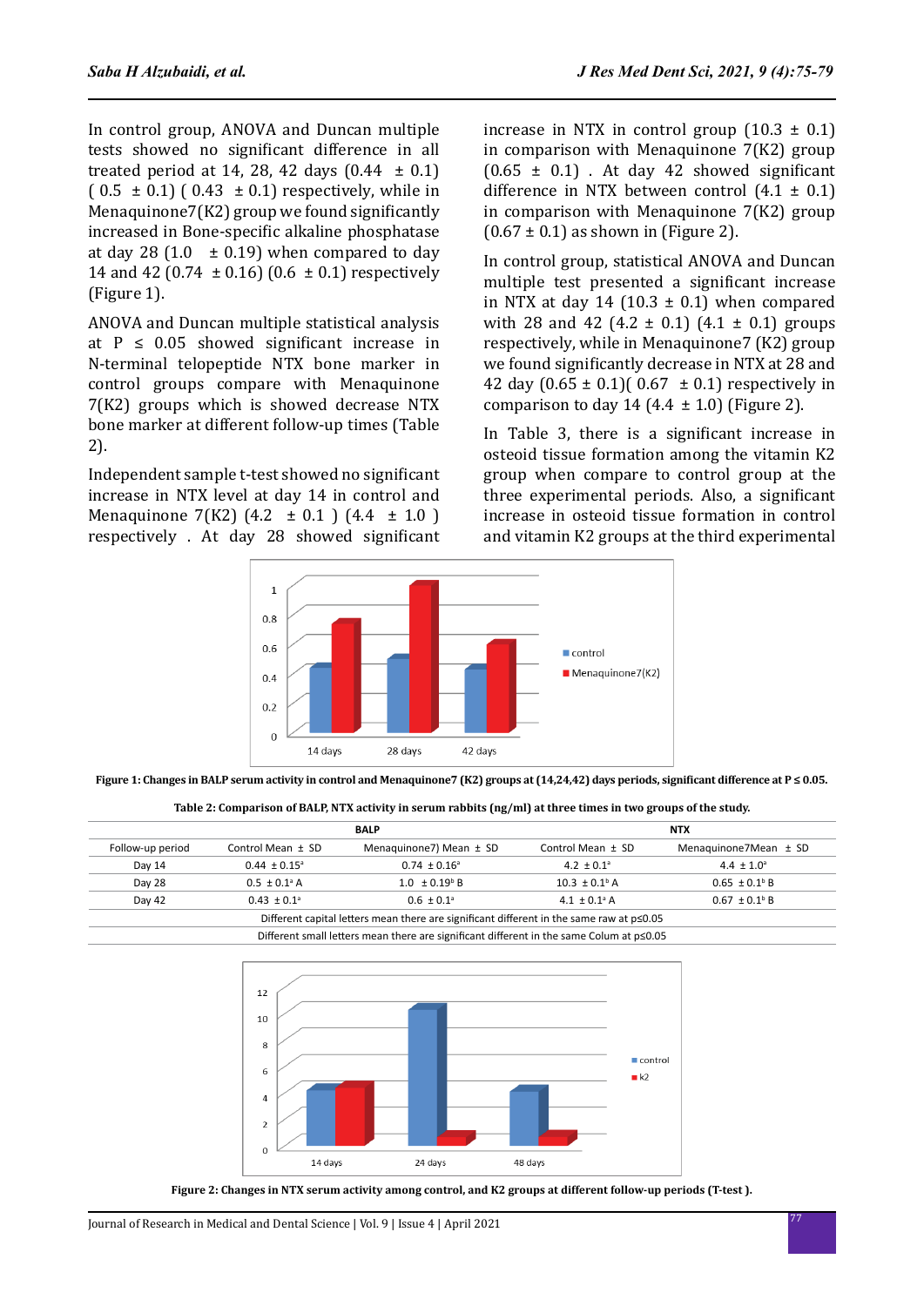In control group, ANOVA and Duncan multiple tests showed no significant difference in all treated period at 14, 28, 42 days (0.44 ± 0.1) ( 0.5 ± 0.1) ( 0.43 ± 0.1) respectively, while in Menaquinone7(K2) group we found significantly increased in Bone-specific alkaline phosphatase at day 28 (1.0 ± 0.19) when compared to day 14 and 42 (0.74 ± 0.16) (0.6 ± 0.1) respectively (Figure 1).

ANOVA and Duncan multiple statistical analysis at P ≤ 0.05 showed significant increase in N-terminal telopeptide NTX bone marker in control groups compare with Menaquinone 7(K2) groups which is showed decrease NTX bone marker at different follow-up times (Table 2).

Independent sample t-test showed no significant increase in NTX level at day 14 in control and Menaquinone 7(K2) (4.2 ± 0.1 ) (4.4 ± 1.0 ) respectively . At day 28 showed significant increase in NTX in control group (10.3 ± 0.1) in comparison with Menaquinone 7(K2) group (0.65 ± 0.1) . At day 42 showed significant difference in NTX between control (4.1 ± 0.1) in comparison with Menaquinone 7(K2) group (0.67 ± 0.1) as shown in (Figure 2).

In control group, statistical ANOVA and Duncan multiple test presented a significant increase in NTX at day 14 (10.3 ± 0.1) when compared with 28 and 42 (4.2 ± 0.1) (4.1 ± 0.1) groups respectively, while in Menaquinone7 (K2) group we found significantly decrease in NTX at 28 and 42 day (0.65 ± 0.1)( 0.67 ± 0.1) respectively in comparison to day 14 (4.4 ± 1.0) (Figure 2).

In Table 3, there is a significant increase in osteoid tissue formation among the vitamin K2 group when compare to control group at the three experimental periods. Also, a significant increase in osteoid tissue formation in control and vitamin K2 groups at the third experimental

**Figure 1: Changes in BALP serum activity in control and Menaquinone7 (K2) groups at (14,24,42) days periods, significant difference at P ≤ 0.05.**

**Table 2: Comparison of BALP, NTX activity in serum rabbits (ng/ml) at three times in two groups of the study.**

| | BALP | | NTX | |
|---|---|---|---|---|
| Follow-up period | Control Mean ± SD | Menaquinone7) Mean ± SD | Control Mean ± SD | Menaquinone7Mean ± SD |
| Day 14 | 0.44 ± 0.15[a] | 0.74 ± 0.16[a] | 4.2 ± 0.1[a] | 4.4 ± 1.0[a] |
| Day 28 | 0.5 ± 0.1[a] A | 1.0 ± 0.19[b] B | 10.3 ± 0.1[b] A | 0.65 ± 0.1[b] B |
| Day 42 | 0.43 ± 0.1[a] | 0.6 ± 0.1[a] | 4.1 ± 0.1[a] A | 0.67 ± 0.1[b] B |
| Different capital letters mean there are significant different in the same raw at p≤0.05 | | | | |
| Different small letters mean there are significant different in the same Colum at p≤0.05 | | | | |

**Figure 2: Changes in NTX serum activity among control, and K2 groups at different follow-up periods (T-test ).**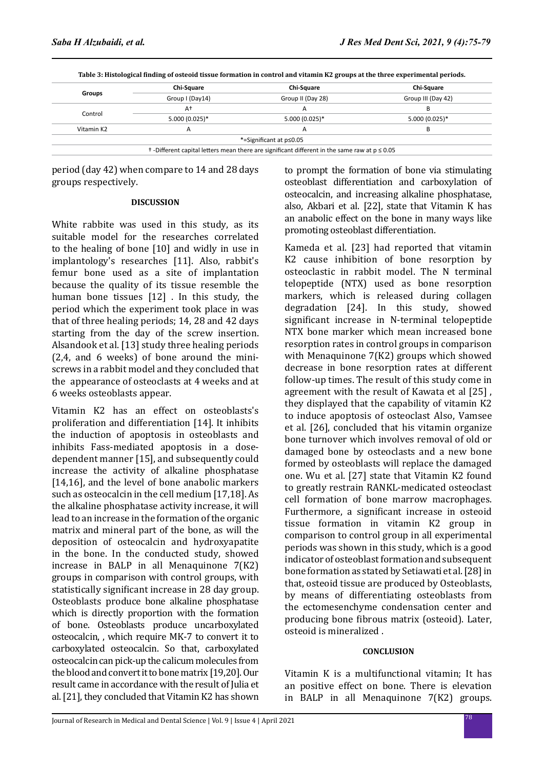**Table 3: Histological finding of osteoid tissue formation in control and vitamin K2 groups at the three experimental periods.**

| Groups | Chi-Square | Chi-Square | Chi-Square |
|---|---|---|---|
| | Group I (Day14) | Group II (Day 28) | Group III (Day 42) |
| Control | A† | A | B |
| | 5.000 (0.025)* | 5.000 (0.025)* | 5.000 (0.025)* |
| Vitamin K2 | A | A | B |

*=Significant at p≤0.05

† -Different capital letters mean there are significant different in the same raw at p ≤ 0.05

period (day 42) when compare to 14 and 28 days groups respectively.

## DISCUSSION

White rabbite was used in this study, as its suitable model for the researches correlated to the healing of bone [10] and widly in use in implantology's researches [11]. Also, rabbit's femur bone used as a site of implantation because the quality of its tissue resemble the human bone tissues [12] . In this study, the period which the experiment took place in was that of three healing periods; 14, 28 and 42 days starting from the day of the screw insertion. Alsandook et al. [13] study three healing periods (2,4, and 6 weeks) of bone around the mini-screws in a rabbit model and they concluded that the appearance of osteoclasts at 4 weeks and at 6 weeks osteoblasts appear.

Vitamin K2 has an effect on osteoblasts's proliferation and differentiation [14]. It inhibits the induction of apoptosis in osteoblasts and inhibits Fass-mediated apoptosis in a dose-dependent manner [15], and subsequently could increase the activity of alkaline phosphatase [14,16], and the level of bone anabolic markers such as osteocalcin in the cell medium [17,18]. As the alkaline phosphatase activity increase, it will lead to an increase in the formation of the organic matrix and mineral part of the bone, as will the deposition of osteocalcin and hydroxyapatite in the bone. In the conducted study, showed increase in BALP in all Menaquinone 7(K2) groups in comparison with control groups, with statistically significant increase in 28 day group. Osteoblasts produce bone alkaline phosphatase which is directly proportion with the formation of bone. Osteoblasts produce uncarboxylated osteocalcin, , which require MK-7 to convert it to carboxylated osteocalcin. So that, carboxylated osteocalcin can pick-up the calicum molecules from the blood and convert it to bone matrix [19,20]. Our result came in accordance with the result of Julia et al. [21], they concluded that Vitamin K2 has shown to prompt the formation of bone via stimulating osteoblast differentiation and carboxylation of osteocalcin, and increasing alkaline phosphatase, also, Akbari et al. [22], state that Vitamin K has an anabolic effect on the bone in many ways like promoting osteoblast differentiation.

Kameda et al. [23] had reported that vitamin K2 cause inhibition of bone resorption by osteoclastic in rabbit model. The N terminal telopeptide (NTX) used as bone resorption markers, which is released during collagen degradation [24]. In this study, showed significant increase in N-terminal telopeptide NTX bone marker which mean increased bone resorption rates in control groups in comparison with Menaquinone 7(K2) groups which showed decrease in bone resorption rates at different follow-up times. The result of this study come in agreement with the result of Kawata et al [25] , they displayed that the capability of vitamin K2 to induce apoptosis of osteoclast Also, Vamsee et al. [26], concluded that his vitamin organize bone turnover which involves removal of old or damaged bone by osteoclasts and a new bone formed by osteoblasts will replace the damaged one. Wu et al. [27] state that Vitamin K2 found to greatly restrain RANKL-medicated osteoclast cell formation of bone marrow macrophages. Furthermore, a significant increase in osteoid tissue formation in vitamin K2 group in comparison to control group in all experimental periods was shown in this study, which is a good indicator of osteoblast formation and subsequent bone formation as stated by Setiawati et al. [28] in that, osteoid tissue are produced by Osteoblasts, by means of differentiating osteoblasts from the ectomesenchyme condensation center and producing bone fibrous matrix (osteoid). Later, osteoid is mineralized .

## CONCLUSION

Vitamin K is a multifunctional vitamin; It has an positive effect on bone. There is elevation in BALP in all Menaquinone 7(K2) groups.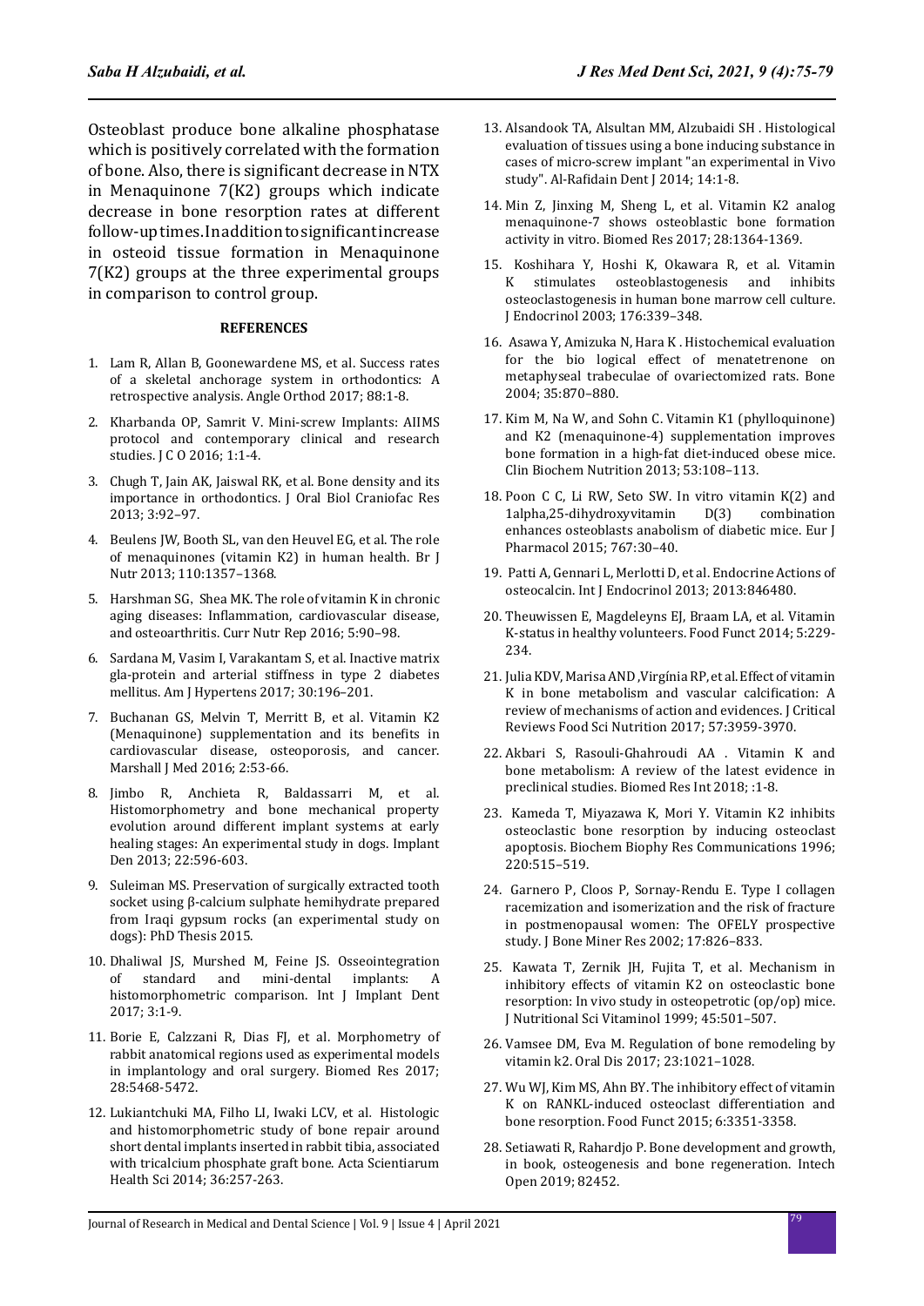Osteoblast produce bone alkaline phosphatase which is positively correlated with the formation of bone. Also, there is significant decrease in NTX in Menaquinone 7(K2) groups which indicate decrease in bone resorption rates at different follow-up times. In addition to significant increase in osteoid tissue formation in Menaquinone 7(K2) groups at the three experimental groups in comparison to control group.

## REFERENCES

1. Lam R, Allan B, Goonewardene MS, et al. Success rates of a skeletal anchorage system in orthodontics: A retrospective analysis. Angle Orthod 2017; 88:1-8.
2. Kharbanda OP, Samrit V. Mini-screw Implants: AIIMS protocol and contemporary clinical and research studies. J C O 2016; 1:1-4.
3. Chugh T, Jain AK, Jaiswal RK, et al. Bone density and its importance in orthodontics. J Oral Biol Craniofac Res 2013; 3:92–97.
4. Beulens JW, Booth SL, van den Heuvel EG, et al. The role of menaquinones (vitamin K2) in human health. Br J Nutr 2013; 110:1357–1368.
5. Harshman SG, Shea MK. The role of vitamin K in chronic aging diseases: Inflammation, cardiovascular disease, and osteoarthritis. Curr Nutr Rep 2016; 5:90–98.
6. Sardana M, Vasim I, Varakantam S, et al. Inactive matrix gla-protein and arterial stiffness in type 2 diabetes mellitus. Am J Hypertens 2017; 30:196–201.
7. Buchanan GS, Melvin T, Merritt B, et al. Vitamin K2 (Menaquinone) supplementation and its benefits in cardiovascular disease, osteoporosis, and cancer. Marshall J Med 2016; 2:53-66.
8. Jimbo R, Anchieta R, Baldassarri M, et al. Histomorphometry and bone mechanical property evolution around different implant systems at early healing stages: An experimental study in dogs. Implant Den 2013; 22:596-603.
9. Suleiman MS. Preservation of surgically extracted tooth socket using β-calcium sulphate hemihydrate prepared from Iraqi gypsum rocks (an experimental study on dogs): PhD Thesis 2015.
10. Dhaliwal JS, Murshed M, Feine JS. Osseointegration of standard and mini-dental implants: A histomorphometric comparison. Int J Implant Dent 2017; 3:1-9.
11. Borie E, Calzzani R, Dias FJ, et al. Morphometry of rabbit anatomical regions used as experimental models in implantology and oral surgery. Biomed Res 2017; 28:5468-5472.
12. Lukiantchuki MA, Filho LI, Iwaki LCV, et al. Histologic and histomorphometric study of bone repair around short dental implants inserted in rabbit tibia, associated with tricalcium phosphate graft bone. Acta Scientiarum Health Sci 2014; 36:257-263.
13. Alsandook TA, Alsultan MM, Alzubaidi SH . Histological evaluation of tissues using a bone inducing substance in cases of micro-screw implant "an experimental in Vivo study". Al-Rafidain Dent J 2014; 14:1-8.
14. Min Z, Jinxing M, Sheng L, et al. Vitamin K2 analog menaquinone-7 shows osteoblastic bone formation activity in vitro. Biomed Res 2017; 28:1364-1369.
15. Koshihara Y, Hoshi K, Okawara R, et al. Vitamin K stimulates osteoblastogenesis and inhibits osteoclastogenesis in human bone marrow cell culture. J Endocrinol 2003; 176:339–348.
16. Asawa Y, Amizuka N, Hara K . Histochemical evaluation for the bio logical effect of menatetrenone on metaphyseal trabeculae of ovariectomized rats. Bone 2004; 35:870–880.
17. Kim M, Na W, and Sohn C. Vitamin K1 (phylloquinone) and K2 (menaquinone-4) supplementation improves bone formation in a high-fat diet-induced obese mice. Clin Biochem Nutrition 2013; 53:108–113.
18. Poon C C, Li RW, Seto SW. In vitro vitamin K(2) and 1alpha,25-dihydroxyvitamin D(3) combination enhances osteoblasts anabolism of diabetic mice. Eur J Pharmacol 2015; 767:30–40.
19. Patti A, Gennari L, Merlotti D, et al. Endocrine Actions of osteocalcin. Int J Endocrinol 2013; 2013:846480.
20. Theuwissen E, Magdeleyns EJ, Braam LA, et al. Vitamin K-status in healthy volunteers. Food Funct 2014; 5:229-234.
21. Julia KDV, Marisa AND ,Virgínia RP, et al. Effect of vitamin K in bone metabolism and vascular calcification: A review of mechanisms of action and evidences. J Critical Reviews Food Sci Nutrition 2017; 57:3959-3970.
22. Akbari S, Rasouli-Ghahroudi AA . Vitamin K and bone metabolism: A review of the latest evidence in preclinical studies. Biomed Res Int 2018; :1-8.
23. Kameda T, Miyazawa K, Mori Y. Vitamin K2 inhibits osteoclastic bone resorption by inducing osteoclast apoptosis. Biochem Biophy Res Communications 1996; 220:515–519.
24. Garnero P, Cloos P, Sornay-Rendu E. Type I collagen racemization and isomerization and the risk of fracture in postmenopausal women: The OFELY prospective study. J Bone Miner Res 2002; 17:826–833.
25. Kawata T, Zernik JH, Fujita T, et al. Mechanism in inhibitory effects of vitamin K2 on osteoclastic bone resorption: In vivo study in osteopetrotic (op/op) mice. J Nutritional Sci Vitaminol 1999; 45:501–507.
26. Vamsee DM, Eva M. Regulation of bone remodeling by vitamin k2. Oral Dis 2017; 23:1021–1028.
27. Wu WJ, Kim MS, Ahn BY. The inhibitory effect of vitamin K on RANKL-induced osteoclast differentiation and bone resorption. Food Funct 2015; 6:3351-3358.
28. Setiawati R, Rahardjo P. Bone development and growth, in book, osteogenesis and bone regeneration. Intech Open 2019; 82452.